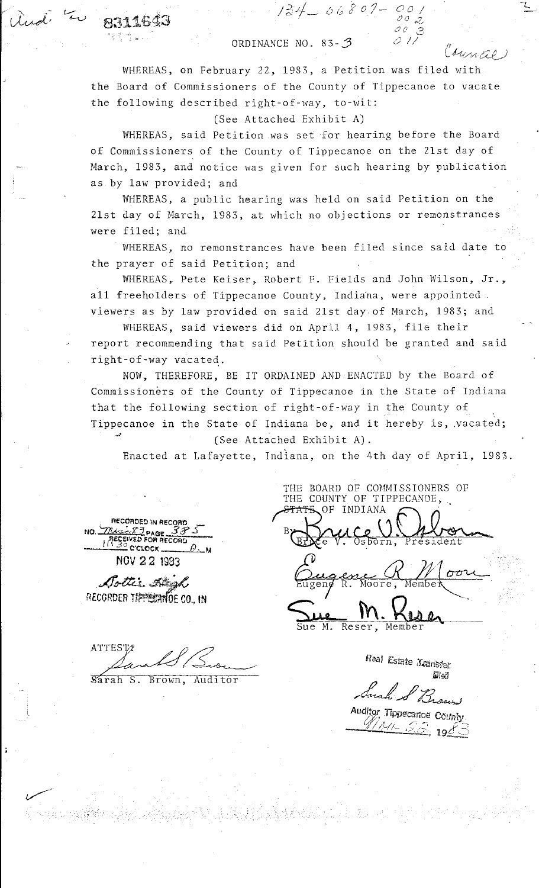Aud. to 8311643

134-06807-001
002
003
011

# ORDINANCE NO. 83-3

Council

WHEREAS, on February 22, 1983, a Petition was filed with the Board of Commissioners of the County of Tippecanoe to vacate the following described right-of-way, to-wit:

(See Attached Exhibit A)

WHEREAS, said Petition was set for hearing before the Board of Commissioners of the County of Tippecanoe on the 21st day of March, 1983, and notice was given for such hearing by publication as by law provided; and

WHEREAS, a public hearing was held on said Petition on the 21st day of March, 1983, at which no objections or remonstrances were filed; and

WHEREAS, no remonstrances have been filed since said date to the prayer of said Petition; and

WHEREAS, Pete Keiser, Robert F. Fields and John Wilson, Jr., all freeholders of Tippecanoe County, Indiana, were appointed viewers as by law provided on said 21st day of March, 1983; and

WHEREAS, said viewers did on April 4, 1983, file their report recommending that said Petition should be granted and said right-of-way vacated.

NOW, THEREFORE, BE IT ORDAINED AND ENACTED by the Board of Commissioners of the County of Tippecanoe in the State of Indiana that the following section of right-of-way in the County of Tippecanoe in the State of Indiana be, and it hereby is, vacated;

(See Attached Exhibit A).

Enacted at Lafayette, Indiana, on the 4th day of April, 1983.

THE BOARD OF COMMISSIONERS OF THE COUNTY OF TIPPECANOE, STATE OF INDIANA

By Bruce V. Osborn
Bruce V. Osborn, President

Eugene R. Moore
Eugene R. Moore, Member

Sue M. Reser
Sue M. Reser, Member

RECORDED IN RECORD NO. Misc 83 PAGE 385
RECEIVED FOR RECORD 11:30 O'CLOCK A. M
NOV 22 1983
Dottie Stagl
RECORDER TIPPECANOE CO., IN

ATTEST:
Sarah S. Brown
Sarah S. Brown, Auditor

Real Estate Transfer Filed
Sarah S. Brown
Auditor Tippecanoe County
Nov 22, 1983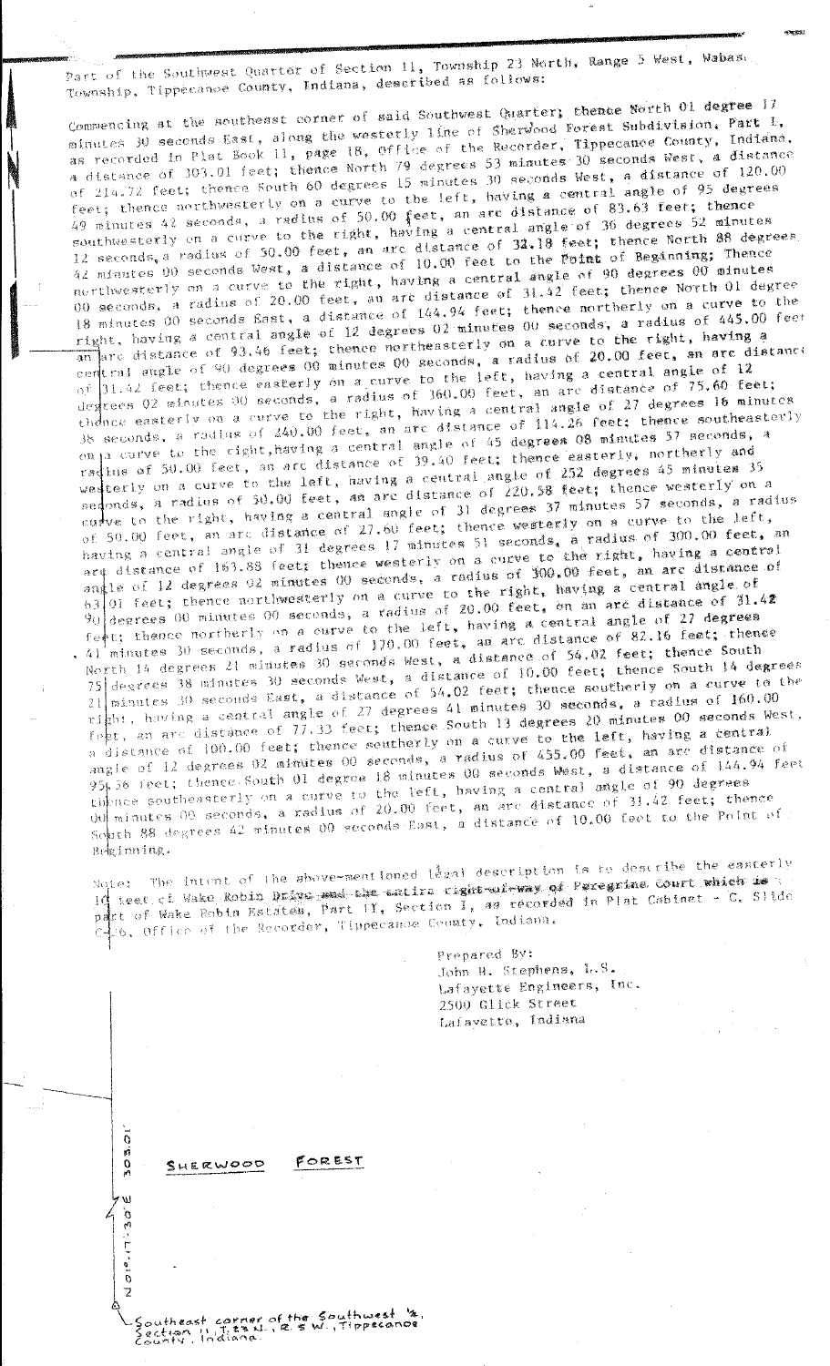Part of the Southwest Quarter of Section 11, Township 23 North, Range 5 West, Wabash Township, Tippecanoe County, Indiana, described as follows:

Commencing at the southeast corner of said Southwest Quarter; thence North 01 degree 17 minutes 30 seconds East, along the westerly line of Sherwood Forest Subdivision, Part 1, as recorded in Plat Book 11, page 18, Office of the Recorder, Tippecanoe County, Indiana, a distance of 303.01 feet; thence North 79 degrees 53 minutes 30 seconds West, a distance of 214.72 feet; thence South 60 degrees 15 minutes 30 seconds West, a distance of 120.00 feet; thence northwesterly on a curve to the left, having a central angle of 95 degrees 49 minutes 42 seconds, a radius of 50.00 feet, an arc distance of 83.63 feet; thence southwesterly on a curve to the right, having a central angle of 36 degrees 52 minutes 12 seconds, a radius of 50.00 feet, an arc distance of 32.18 feet; thence North 88 degrees 42 minutes 00 seconds West, a distance of 10.00 feet to the Point of Beginning; Thence northwesterly on a curve to the right, having a central angle of 90 degrees 00 minutes 00 seconds, a radius of 20.00 feet, an arc distance of 31.42 feet; thence North 01 degree 18 minutes 00 seconds East, a distance of 144.94 feet; thence northerly on a curve to the right, having a central angle of 12 degrees 02 minutes 00 seconds, a radius of 445.00 feet an arc distance of 93.46 feet; thence northeasterly on a curve to the right, having a central angle of 90 degrees 00 minutes 00 seconds, a radius of 20.00 feet, an arc distance of 31.42 feet; thence easterly on a curve to the left, having a central angle of 12 degrees 02 minutes 00 seconds, a radius of 360.00 feet, an arc distance of 75.60 feet; thence easterly on a curve to the right, having a central angle of 27 degrees 16 minutes 38 seconds, a radius of 240.00 feet, an arc distance of 114.26 feet; thence southeasterly on a curve to the right, having a central angle of 45 degrees 08 minutes 57 seconds, a radius of 50.00 feet, an arc distance of 39.40 feet; thence easterly, northerly and westerly on a curve to the left, having a central angle of 252 degrees 45 minutes 35 seconds, a radius of 50.00 feet, an arc distance of 220.58 feet; thence westerly on a curve to the right, having a central angle of 31 degrees 37 minutes 57 seconds, a radius of 50.00 feet, an arc distance of 27.60 feet; thence westerly on a curve to the left, having a central angle of 31 degrees 17 minutes 51 seconds, a radius of 300.00 feet, an arc distance of 163.88 feet; thence westerly on a curve to the right, having a central angle of 12 degrees 02 minutes 00 seconds, a radius of 300.00 feet, an arc distance of 63.01 feet; thence northwesterly on a curve to the right, having a central angle of 90 degrees 00 minutes 00 seconds, a radius of 20.00 feet, an arc distance of 31.42 feet; thence northerly on a curve to the left, having a central angle of 27 degrees 41 minutes 30 seconds, a radius of 170.00 feet, an arc distance of 82.16 feet; thence North 14 degrees 21 minutes 30 seconds West, a distance of 54.02 feet; thence South 75 degrees 38 minutes 30 seconds West, a distance of 10.00 feet; thence South 14 degrees 21 minutes 30 seconds East, a distance of 54.02 feet; thence southerly on a curve to the right, having a central angle of 27 degrees 41 minutes 30 seconds, a radius of 160.00 feet, an arc distance of 77.33 feet; thence South 13 degrees 20 minutes 00 seconds West, a distance of 100.00 feet; thence southerly on a curve to the left, having a central angle of 12 degrees 02 minutes 00 seconds, a radius of 455.00 feet, an arc distance of 95.56 feet; thence South 01 degree 18 minutes 00 seconds West, a distance of 144.94 feet thence southeasterly on a curve to the left, having a central angle of 90 degrees 00 minutes 00 seconds, a radius of 20.00 feet, an arc distance of 31.42 feet; thence South 88 degrees 42 minutes 00 seconds East, a distance of 10.00 feet to the Point of Beginning.

Note: The intent of the above-mentioned legal description is to describe the easterly 10 feet of Wake Robin Drive and the entire right-of-way of Peregrine Court which is part of Wake Robin Estates, Part II, Section I, as recorded in Plat Cabinet - C, Slide C-26, Office of the Recorder, Tippecanoe County, Indiana.

Prepared By:
John H. Stephens, L.S.
Lafayette Engineers, Inc.
2500 Glick Street
Lafayette, Indiana

SHERWOOD FOREST

N 01°17'30" E 303.01'

Southeast corner of the Southwest ¼, Section 11, T.23 N., R. 5 W., Tippecanoe County, Indiana.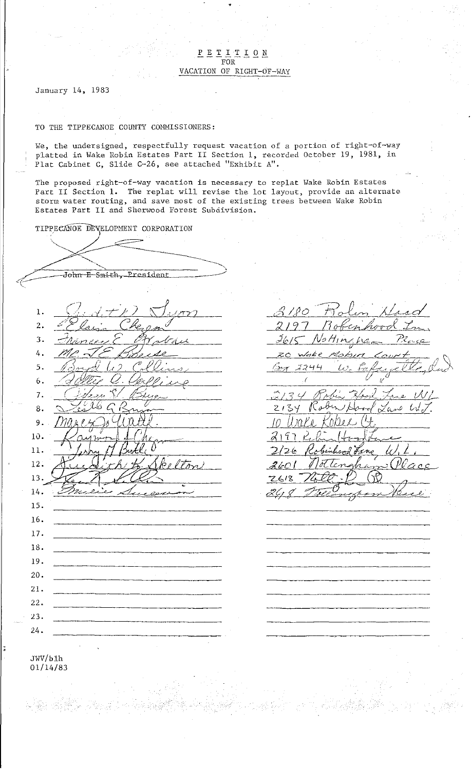# PETITION
## FOR
## VACATION OF RIGHT-OF-WAY

January 14, 1983

TO THE TIPPECANOE COUNTY COMMISSIONERS:

We, the undersigned, respectfully request vacation of a portion of right-of-way platted in Wake Robin Estates Part II Section 1, recorded October 19, 1981, in Plat Cabinet C, Slide C-26, see attached "Exhibit A".

The proposed right-of-way vacation is necessary to replat Wake Robin Estates Part II Section 1. The replat will revise the lot layout, provide an alternate storm water routing, and save most of the existing trees between Wake Robin Estates Part II and Sherwood Forest Subdivision.

TIPPECANOE DEVELOPMENT CORPORATION

John E Smith, President

| | Name | Address |
|---|---|---|
| 1. | Judith D Lyon | 2180 Robin Hood |
| 2. | Elaine Cheng | 2197 Robinhood Ln. |
| 3. | Frances E Arkaw | 2615 Nottingham Place |
| 4. | Mr J E Baese | 20 Wake Robin Court |
| 5. | Boyd W. Collins | Box 2244 W. Lafayette, Ind |
| 6. | Dollie O. Collins | " " |
| 7. | Helen R. Bryan | 2134 Robin Hood Lane W.L. |
| 8. | Leslie G Bryan | 2134 Robin Hood Lane W.L. |
| 9. | Marcy J. Watt | 10 Wake Robin Ct. |
| 10. | Raymond Cheng | 2197 Robin Hood Lane |
| 11. | Jerry M Bull | 2126 Robinhood Lane, W.L. |
| 12. | Judith K. Skelton | 2601 Nottingham Place |
| 13. | Ken R Kelley | 2618 Nott. Pl. (R) |
| 14. | Bruce Swanson | 2618 Nottingham Place |
| 15. | | |
| 16. | | |
| 17. | | |
| 18. | | |
| 19. | | |
| 20. | | |
| 21. | | |
| 22. | | |
| 23. | | |
| 24. | | |

JWW/blh
01/14/83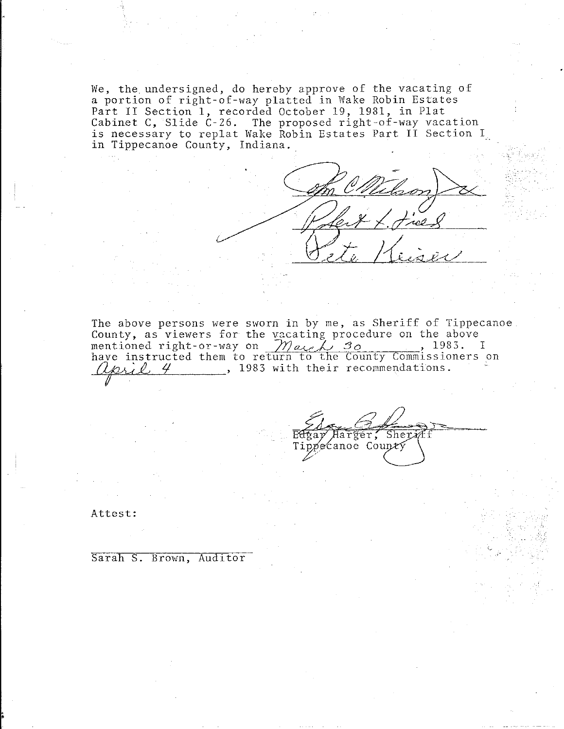We, the undersigned, do hereby approve of the vacating of a portion of right-of-way platted in Wake Robin Estates Part II Section 1, recorded October 19, 1981, in Plat Cabinet C, Slide C-26. The proposed right-of-way vacation is necessary to replat Wake Robin Estates Part II Section I in Tippecanoe County, Indiana.

John C. Wilson Jr.

Robert L. Fiel

Pete Kuiser

The above persons were sworn in by me, as Sheriff of Tippecanoe County, as viewers for the vacating procedure on the above mentioned right-or-way on March 30, 1983. I have instructed them to return to the County Commissioners on April 4, 1983 with their recommendations.

Edgar Harger, Sheriff
Tippecanoe County

Attest:

Sarah S. Brown, Auditor